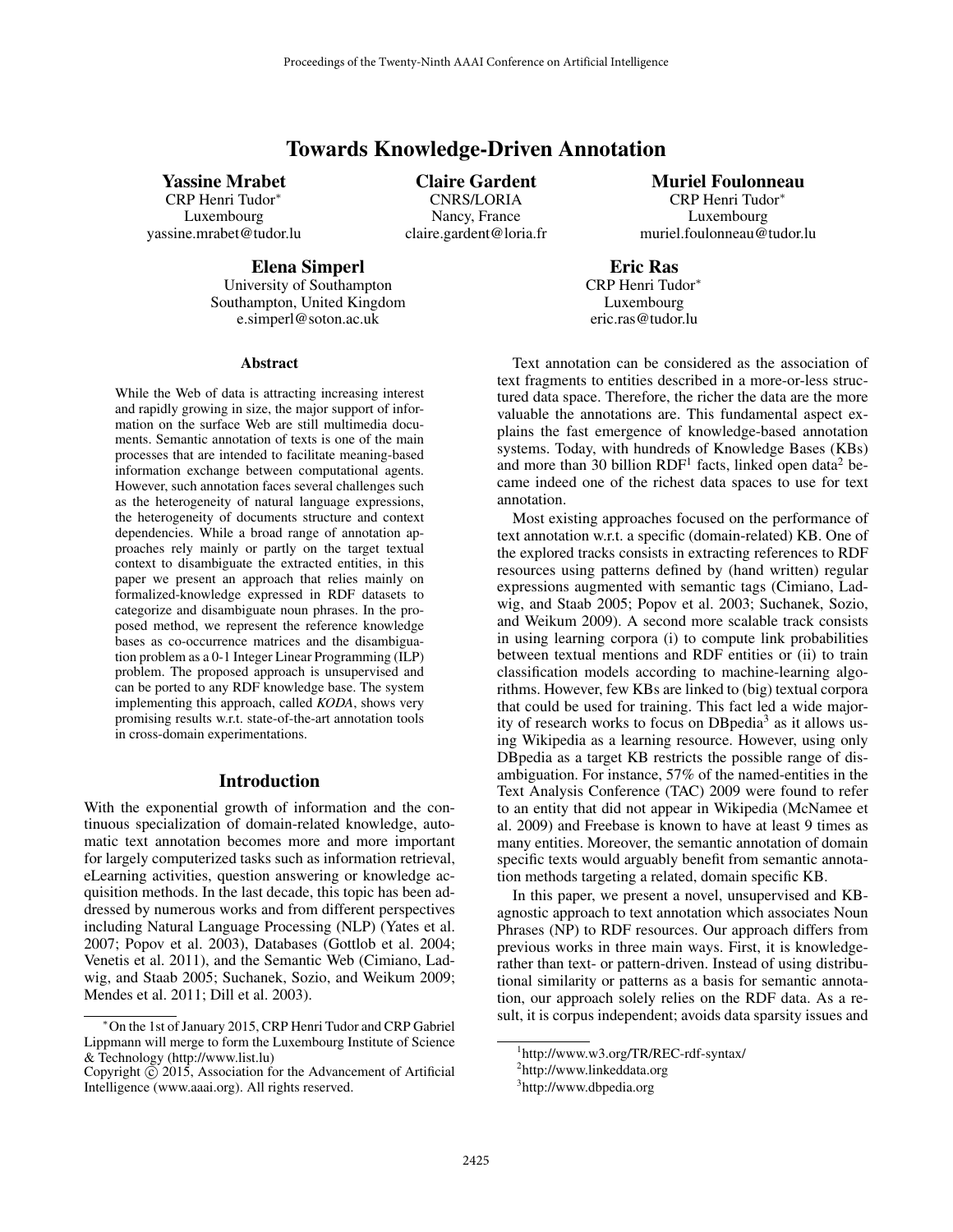# Towards Knowledge-Driven Annotation

**Yassine Mrabet**
CRP Henri Tudor*
Luxembourg
yassine.mrabet@tudor.lu

**Claire Gardent**
CNRS/LORIA
Nancy, France
claire.gardent@loria.fr

**Muriel Foulonneau**
CRP Henri Tudor*
Luxembourg
muriel.foulonneau@tudor.lu

**Elena Simperl**
University of Southampton
Southampton, United Kingdom
e.simperl@soton.ac.uk

**Eric Ras**
CRP Henri Tudor*
Luxembourg
eric.ras@tudor.lu

### Abstract

While the Web of data is attracting increasing interest and rapidly growing in size, the major support of information on the surface Web are still multimedia documents. Semantic annotation of texts is one of the main processes that are intended to facilitate meaning-based information exchange between computational agents. However, such annotation faces several challenges such as the heterogeneity of natural language expressions, the heterogeneity of documents structure and context dependencies. While a broad range of annotation approaches rely mainly or partly on the target textual context to disambiguate the extracted entities, in this paper we present an approach that relies mainly on formalized-knowledge expressed in RDF datasets to categorize and disambiguate noun phrases. In the proposed method, we represent the reference knowledge bases as co-occurrence matrices and the disambiguation problem as a 0-1 Integer Linear Programming (ILP) problem. The proposed approach is unsupervised and can be ported to any RDF knowledge base. The system implementing this approach, called *KODA*, shows very promising results w.r.t. state-of-the-art annotation tools in cross-domain experimentations.

## Introduction

With the exponential growth of information and the continuous specialization of domain-related knowledge, automatic text annotation becomes more and more important for largely computerized tasks such as information retrieval, eLearning activities, question answering or knowledge acquisition methods. In the last decade, this topic has been addressed by numerous works and from different perspectives including Natural Language Processing (NLP) (Yates et al. 2007; Popov et al. 2003), Databases (Gottlob et al. 2004; Venetis et al. 2011), and the Semantic Web (Cimiano, Ladwig, and Staab 2005; Suchanek, Sozio, and Weikum 2009; Mendes et al. 2011; Dill et al. 2003).

Text annotation can be considered as the association of text fragments to entities described in a more-or-less structured data space. Therefore, the richer the data are the more valuable the annotations are. This fundamental aspect explains the fast emergence of knowledge-based annotation systems. Today, with hundreds of Knowledge Bases (KBs) and more than 30 billion RDF[1] facts, linked open data[2] became indeed one of the richest data spaces to use for text annotation.

Most existing approaches focused on the performance of text annotation w.r.t. a specific (domain-related) KB. One of the explored tracks consists in extracting references to RDF resources using patterns defined by (hand written) regular expressions augmented with semantic tags (Cimiano, Ladwig, and Staab 2005; Popov et al. 2003; Suchanek, Sozio, and Weikum 2009). A second more scalable track consists in using learning corpora (i) to compute link probabilities between textual mentions and RDF entities or (ii) to train classification models according to machine-learning algorithms. However, few KBs are linked to (big) textual corpora that could be used for training. This fact led a wide majority of research works to focus on DBpedia[3] as it allows using Wikipedia as a learning resource. However, using only DBpedia as a target KB restricts the possible range of disambiguation. For instance, 57% of the named-entities in the Text Analysis Conference (TAC) 2009 were found to refer to an entity that did not appear in Wikipedia (McNamee et al. 2009) and Freebase is known to have at least 9 times as many entities. Moreover, the semantic annotation of domain specific texts would arguably benefit from semantic annotation methods targeting a related, domain specific KB.

In this paper, we present a novel, unsupervised and KB-agnostic approach to text annotation which associates Noun Phrases (NP) to RDF resources. Our approach differs from previous works in three main ways. First, it is knowledge- rather than text- or pattern-driven. Instead of using distributional similarity or patterns as a basis for semantic annotation, our approach solely relies on the RDF data. As a result, it is corpus independent; avoids data sparsity issues and

*On the 1st of January 2015, CRP Henri Tudor and CRP Gabriel Lippmann will merge to form the Luxembourg Institute of Science & Technology (http://www.list.lu)

Copyright © 2015, Association for the Advancement of Artificial Intelligence (www.aaai.org). All rights reserved.

[1] http://www.w3.org/TR/REC-rdf-syntax/

[2] http://www.linkeddata.org

[3] http://www.dbpedia.org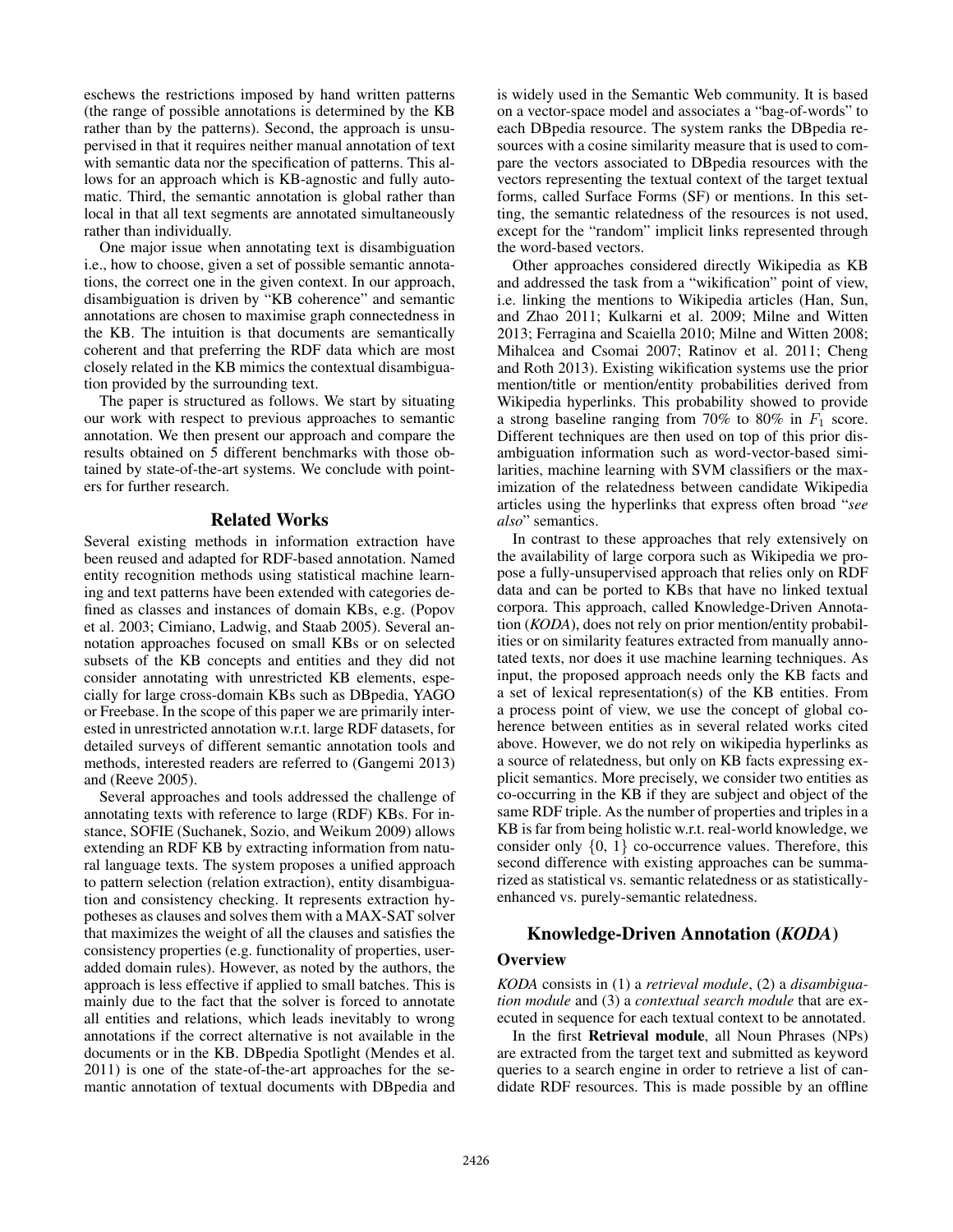eschews the restrictions imposed by hand written patterns (the range of possible annotations is determined by the KB rather than by the patterns). Second, the approach is unsupervised in that it requires neither manual annotation of text with semantic data nor the specification of patterns. This allows for an approach which is KB-agnostic and fully automatic. Third, the semantic annotation is global rather than local in that all text segments are annotated simultaneously rather than individually.

One major issue when annotating text is disambiguation i.e., how to choose, given a set of possible semantic annotations, the correct one in the given context. In our approach, disambiguation is driven by "KB coherence" and semantic annotations are chosen to maximise graph connectedness in the KB. The intuition is that documents are semantically coherent and that preferring the RDF data which are most closely related in the KB mimics the contextual disambiguation provided by the surrounding text.

The paper is structured as follows. We start by situating our work with respect to previous approaches to semantic annotation. We then present our approach and compare the results obtained on 5 different benchmarks with those obtained by state-of-the-art systems. We conclude with pointers for further research.

## Related Works

Several existing methods in information extraction have been reused and adapted for RDF-based annotation. Named entity recognition methods using statistical machine learning and text patterns have been extended with categories defined as classes and instances of domain KBs, e.g. (Popov et al. 2003; Cimiano, Ladwig, and Staab 2005). Several annotation approaches focused on small KBs or on selected subsets of the KB concepts and entities and they did not consider annotating with unrestricted KB elements, especially for large cross-domain KBs such as DBpedia, YAGO or Freebase. In the scope of this paper we are primarily interested in unrestricted annotation w.r.t. large RDF datasets, for detailed surveys of different semantic annotation tools and methods, interested readers are referred to (Gangemi 2013) and (Reeve 2005).

Several approaches and tools addressed the challenge of annotating texts with reference to large (RDF) KBs. For instance, SOFIE (Suchanek, Sozio, and Weikum 2009) allows extending an RDF KB by extracting information from natural language texts. The system proposes a unified approach to pattern selection (relation extraction), entity disambiguation and consistency checking. It represents extraction hypotheses as clauses and solves them with a MAX-SAT solver that maximizes the weight of all the clauses and satisfies the consistency properties (e.g. functionality of properties, user-added domain rules). However, as noted by the authors, the approach is less effective if applied to small batches. This is mainly due to the fact that the solver is forced to annotate all entities and relations, which leads inevitably to wrong annotations if the correct alternative is not available in the documents or in the KB. DBpedia Spotlight (Mendes et al. 2011) is one of the state-of-the-art approaches for the semantic annotation of textual documents with DBpedia and is widely used in the Semantic Web community. It is based on a vector-space model and associates a "bag-of-words" to each DBpedia resource. The system ranks the DBpedia resources with a cosine similarity measure that is used to compare the vectors associated to DBpedia resources with the vectors representing the textual context of the target textual forms, called Surface Forms (SF) or mentions. In this setting, the semantic relatedness of the resources is not used, except for the "random" implicit links represented through the word-based vectors.

Other approaches considered directly Wikipedia as KB and addressed the task from a "wikification" point of view, i.e. linking the mentions to Wikipedia articles (Han, Sun, and Zhao 2011; Kulkarni et al. 2009; Milne and Witten 2013; Ferragina and Scaiella 2010; Milne and Witten 2008; Mihalcea and Csomai 2007; Ratinov et al. 2011; Cheng and Roth 2013). Existing wikification systems use the prior mention/title or mention/entity probabilities derived from Wikipedia hyperlinks. This probability showed to provide a strong baseline ranging from 70% to 80% in $F_1$ score. Different techniques are then used on top of this prior disambiguation information such as word-vector-based similarities, machine learning with SVM classifiers or the maximization of the relatedness between candidate Wikipedia articles using the hyperlinks that express often broad "*see also*" semantics.

In contrast to these approaches that rely extensively on the availability of large corpora such as Wikipedia we propose a fully-unsupervised approach that relies only on RDF data and can be ported to KBs that have no linked textual corpora. This approach, called Knowledge-Driven Annotation (*KODA*), does not rely on prior mention/entity probabilities or on similarity features extracted from manually annotated texts, nor does it use machine learning techniques. As input, the proposed approach needs only the KB facts and a set of lexical representation(s) of the KB entities. From a process point of view, we use the concept of global coherence between entities as in several related works cited above. However, we do not rely on wikipedia hyperlinks as a source of relatedness, but only on KB facts expressing explicit semantics. More precisely, we consider two entities as co-occurring in the KB if they are subject and object of the same RDF triple. As the number of properties and triples in a KB is far from being holistic w.r.t. real-world knowledge, we consider only $\{0, 1\}$ co-occurrence values. Therefore, this second difference with existing approaches can be summarized as statistical vs. semantic relatedness or as statistically-enhanced vs. purely-semantic relatedness.

## Knowledge-Driven Annotation (*KODA*)

### Overview

*KODA* consists in (1) a *retrieval module*, (2) a *disambiguation module* and (3) a *contextual search module* that are executed in sequence for each textual context to be annotated.

In the first **Retrieval module**, all Noun Phrases (NPs) are extracted from the target text and submitted as keyword queries to a search engine in order to retrieve a list of candidate RDF resources. This is made possible by an offline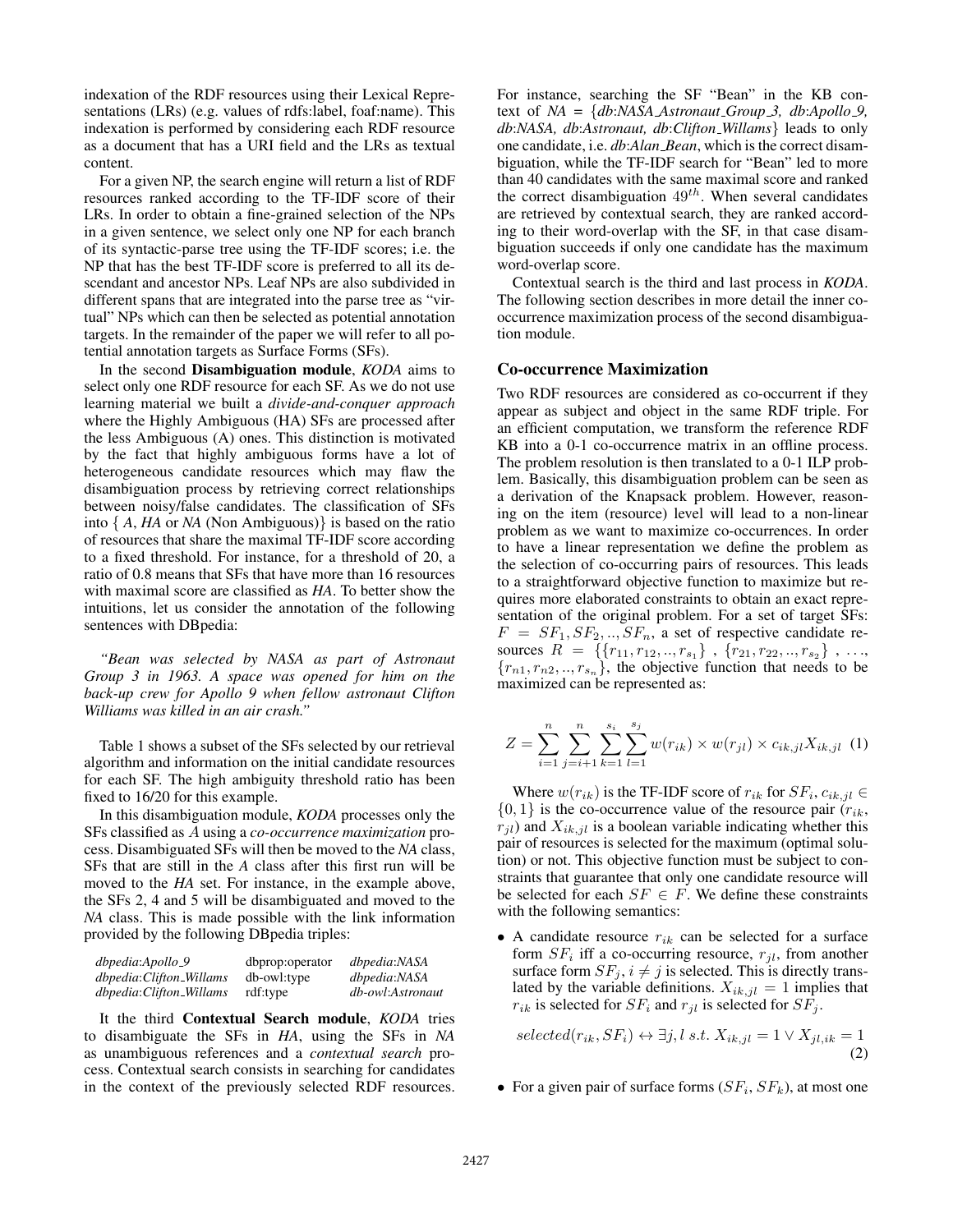indexation of the RDF resources using their Lexical Representations (LRs) (e.g. values of rdfs:label, foaf:name). This indexation is performed by considering each RDF resource as a document that has a URI field and the LRs as textual content.

For a given NP, the search engine will return a list of RDF resources ranked according to the TF-IDF score of their LRs. In order to obtain a fine-grained selection of the NPs in a given sentence, we select only one NP for each branch of its syntactic-parse tree using the TF-IDF scores; i.e. the NP that has the best TF-IDF score is preferred to all its descendant and ancestor NPs. Leaf NPs are also subdivided in different spans that are integrated into the parse tree as "virtual" NPs which can then be selected as potential annotation targets. In the remainder of the paper we will refer to all potential annotation targets as Surface Forms (SFs).

In the second **Disambiguation module**, *KODA* aims to select only one RDF resource for each SF. As we do not use learning material we built a *divide-and-conquer approach* where the Highly Ambiguous (HA) SFs are processed after the less Ambiguous (A) ones. This distinction is motivated by the fact that highly ambiguous forms have a lot of heterogeneous candidate resources which may flaw the disambiguation process by retrieving correct relationships between noisy/false candidates. The classification of SFs into { *A*, *HA* or *NA* (Non Ambiguous)} is based on the ratio of resources that share the maximal TF-IDF score according to a fixed threshold. For instance, for a threshold of 20, a ratio of 0.8 means that SFs that have more than 16 resources with maximal score are classified as *HA*. To better show the intuitions, let us consider the annotation of the following sentences with DBpedia:

*"Bean was selected by NASA as part of Astronaut Group 3 in 1963. A space was opened for him on the back-up crew for Apollo 9 when fellow astronaut Clifton Williams was killed in an air crash."*

Table 1 shows a subset of the SFs selected by our retrieval algorithm and information on the initial candidate resources for each SF. The high ambiguity threshold ratio has been fixed to 16/20 for this example.

In this disambiguation module, *KODA* processes only the SFs classified as $A$ using a *co-occurrence maximization* process. Disambiguated SFs will then be moved to the *NA* class, SFs that are still in the *A* class after this first run will be moved to the *HA* set. For instance, in the example above, the SFs 2, 4 and 5 will be disambiguated and moved to the *NA* class. This is made possible with the link information provided by the following DBpedia triples:

| | | |
|---|---|---|
| *dbpedia:Apollo_9* | dbprop:operator | *dbpedia:NASA* |
| *dbpedia:Clifton_Willams* | db-owl:type | *dbpedia:NASA* |
| *dbpedia:Clifton_Willams* | rdf:type | *db-owl:Astronaut* |

It the third **Contextual Search module**, *KODA* tries to disambiguate the SFs in *HA*, using the SFs in *NA* as unambiguous references and a *contextual search* process. Contextual search consists in searching for candidates in the context of the previously selected RDF resources. For instance, searching the SF "Bean" in the KB context of *NA* = {*db:NASA_Astronaut_Group_3, db:Apollo_9, db:NASA, db:Astronaut, db:Clifton_Willams*} leads to only one candidate, i.e. *db:Alan_Bean*, which is the correct disambiguation, while the TF-IDF search for "Bean" led to more than 40 candidates with the same maximal score and ranked the correct disambiguation $49^{th}$. When several candidates are retrieved by contextual search, they are ranked according to their word-overlap with the SF, in that case disambiguation succeeds if only one candidate has the maximum word-overlap score.

Contextual search is the third and last process in *KODA*. The following section describes in more detail the inner co-occurrence maximization process of the second disambiguation module.

## Co-occurrence Maximization

Two RDF resources are considered as co-occurrent if they appear as subject and object in the same RDF triple. For an efficient computation, we transform the reference RDF KB into a 0-1 co-occurrence matrix in an offline process. The problem resolution is then translated to a 0-1 ILP problem. Basically, this disambiguation problem can be seen as a derivation of the Knapsack problem. However, reasoning on the item (resource) level will lead to a non-linear problem as we want to maximize co-occurrences. In order to have a linear representation we define the problem as the selection of co-occurring pairs of resources. This leads to a straightforward objective function to maximize but requires more elaborated constraints to obtain an exact representation of the original problem. For a set of target SFs: $F = SF_1, SF_2, .., SF_n$, a set of respective candidate resources $R = \{\{r_{11}, r_{12}, .., r_{s_1}\}, \{r_{21}, r_{22}, .., r_{s_2}\}, \ldots, \{r_{n1}, r_{n2}, .., r_{s_n}\}$, the objective function that needs to be maximized can be represented as:

$$Z = \sum_{i=1}^{n} \sum_{j=i+1}^{n} \sum_{k=1}^{s_i} \sum_{l=1}^{s_j} w(r_{ik}) \times w(r_{jl}) \times c_{ik,jl} X_{ik,jl} \quad (1)$$

Where $w(r_{ik})$ is the TF-IDF score of $r_{ik}$ for $SF_i$, $c_{ik,jl} \in \{0, 1\}$ is the co-occurrence value of the resource pair ($r_{ik}$, $r_{jl}$) and $X_{ik,jl}$ is a boolean variable indicating whether this pair of resources is selected for the maximum (optimal solution) or not. This objective function must be subject to constraints that guarantee that only one candidate resource will be selected for each $SF \in F$. We define these constraints with the following semantics:

- A candidate resource $r_{ik}$ can be selected for a surface form $SF_i$ iff a co-occurring resource, $r_{jl}$, from another surface form $SF_j$, $i \neq j$ is selected. This is directly translated by the variable definitions. $X_{ik,jl} = 1$ implies that $r_{ik}$ is selected for $SF_i$ and $r_{jl}$ is selected for $SF_j$.

$$selected(r_{ik}, SF_i) \leftrightarrow \exists j, l \ s.t. \ X_{ik,jl} = 1 \lor X_{jl,ik} = 1 \quad (2)$$

- For a given pair of surface forms ($SF_i$, $SF_k$), at most one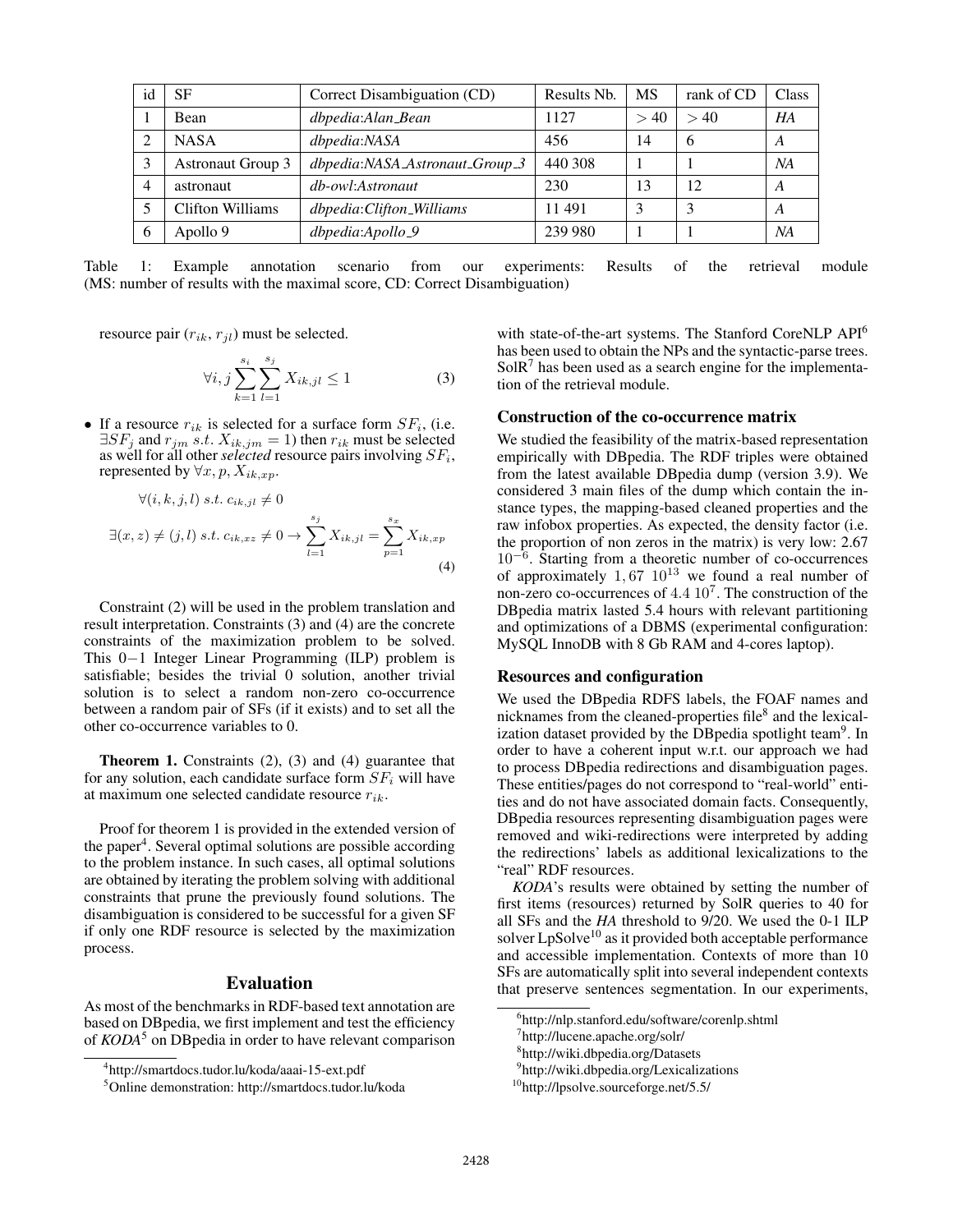| id | SF | Correct Disambiguation (CD) | Results Nb. | MS | rank of CD | Class |
|---|---|---|---|---|---|---|
| 1 | Bean | *dbpedia:Alan_Bean* | 1127 | $>40$ | $>40$ | *HA* |
| 2 | NASA | *dbpedia:NASA* | 456 | 14 | 6 | *A* |
| 3 | Astronaut Group 3 | *dbpedia:NASA_Astronaut_Group_3* | 440 308 | 1 | 1 | *NA* |
| 4 | astronaut | *db-owl:Astronaut* | 230 | 13 | 12 | *A* |
| 5 | Clifton Williams | *dbpedia:Clifton_Williams* | 11 491 | 3 | 3 | *A* |
| 6 | Apollo 9 | *dbpedia:Apollo_9* | 239 980 | 1 | 1 | *NA* |

Table 1: Example annotation scenario from our experiments: Results of the retrieval module (MS: number of results with the maximal score, CD: Correct Disambiguation)

resource pair $(r_{ik}, r_{jl})$ must be selected.

$$\forall i, j \sum_{k=1}^{s_i} \sum_{l=1}^{s_j} X_{ik,jl} \leq 1 \tag{3}$$

- If a resource $r_{ik}$ is selected for a surface form $SF_i$, (i.e. $\exists SF_j$ and $r_{jm}$ *s.t.* $X_{ik,jm} = 1$) then $r_{ik}$ must be selected as well for all other *selected* resource pairs involving $SF_i$, represented by $\forall x, p, X_{ik,xp}$.

$$\forall (i, k, j, l) \ s.t. \ c_{ik,jl} \neq 0$$

$$\exists (x, z) \neq (j, l) \ s.t. \ c_{ik,xz} \neq 0 \rightarrow \sum_{l=1}^{s_j} X_{ik,jl} = \sum_{p=1}^{s_x} X_{ik,xp} \tag{4}$$

Constraint (2) will be used in the problem translation and result interpretation. Constraints (3) and (4) are the concrete constraints of the maximization problem to be solved. This $0-1$ Integer Linear Programming (ILP) problem is satisfiable; besides the trivial 0 solution, another trivial solution is to select a random non-zero co-occurrence between a random pair of SFs (if it exists) and to set all the other co-occurrence variables to 0.

**Theorem 1.** Constraints (2), (3) and (4) guarantee that for any solution, each candidate surface form $SF_i$ will have at maximum one selected candidate resource $r_{ik}$.

Proof for theorem 1 is provided in the extended version of the paper[4]. Several optimal solutions are possible according to the problem instance. In such cases, all optimal solutions are obtained by iterating the problem solving with additional constraints that prune the previously found solutions. The disambiguation is considered to be successful for a given SF if only one RDF resource is selected by the maximization process.

## Evaluation

As most of the benchmarks in RDF-based text annotation are based on DBpedia, we first implement and test the efficiency of ***KODA***[5] on DBpedia in order to have relevant comparison with state-of-the-art systems. The Stanford CoreNLP API[6] has been used to obtain the NPs and the syntactic-parse trees. SolR[7] has been used as a search engine for the implementation of the retrieval module.

### Construction of the co-occurrence matrix

We studied the feasibility of the matrix-based representation empirically with DBpedia. The RDF triples were obtained from the latest available DBpedia dump (version 3.9). We considered 3 main files of the dump which contain the instance types, the mapping-based cleaned properties and the raw infobox properties. As expected, the density factor (i.e. the proportion of non zeros in the matrix) is very low: 2.67 $10^{-6}$. Starting from a theoretic number of co-occurrences of approximately $1,67\ 10^{13}$ we found a real number of non-zero co-occurrences of $4.4\ 10^{7}$. The construction of the DBpedia matrix lasted 5.4 hours with relevant partitioning and optimizations of a DBMS (experimental configuration: MySQL InnoDB with 8 Gb RAM and 4-cores laptop).

### Resources and configuration

We used the DBpedia RDFS labels, the FOAF names and nicknames from the cleaned-properties file[8] and the lexicalization dataset provided by the DBpedia spotlight team[9]. In order to have a coherent input w.r.t. our approach we had to process DBpedia redirections and disambiguation pages. These entities/pages do not correspond to "real-world" entities and do not have associated domain facts. Consequently, DBpedia resources representing disambiguation pages were removed and wiki-redirections were interpreted by adding the redirections' labels as additional lexicalizations to the "real" RDF resources.

*KODA*'s results were obtained by setting the number of first items (resources) returned by SolR queries to 40 for all SFs and the *HA* threshold to 9/20. We used the 0-1 ILP solver LpSolve[10] as it provided both acceptable performance and accessible implementation. Contexts of more than 10 SFs are automatically split into several independent contexts that preserve sentences segmentation. In our experiments,

[4] http://smartdocs.tudor.lu/koda/aaai-15-ext.pdf

[5] Online demonstration: http://smartdocs.tudor.lu/koda

[6] http://nlp.stanford.edu/software/corenlp.shtml

[7] http://lucene.apache.org/solr/

[8] http://wiki.dbpedia.org/Datasets

[9] http://wiki.dbpedia.org/Lexicalizations

[10] http://lpsolve.sourceforge.net/5.5/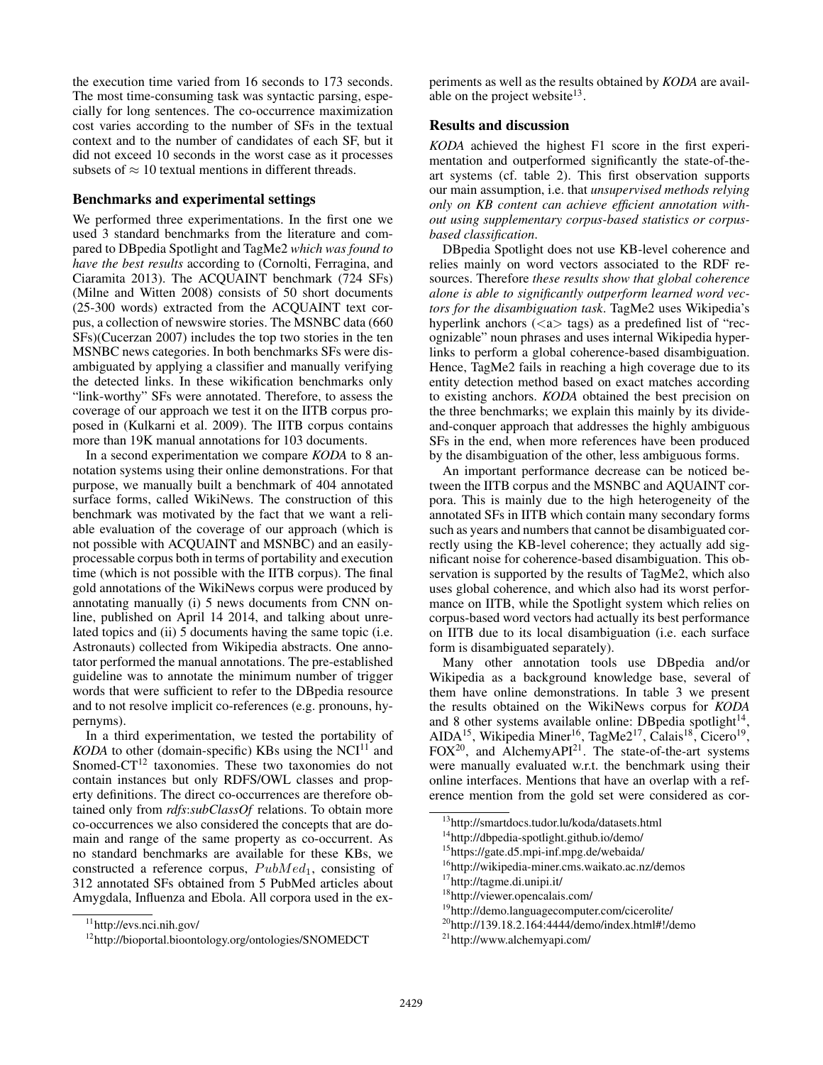the execution time varied from 16 seconds to 173 seconds. The most time-consuming task was syntactic parsing, especially for long sentences. The co-occurrence maximization cost varies according to the number of SFs in the textual context and to the number of candidates of each SF, but it did not exceed 10 seconds in the worst case as it processes subsets of $\approx 10$ textual mentions in different threads.

### Benchmarks and experimental settings

We performed three experimentations. In the first one we used 3 standard benchmarks from the literature and compared to DBpedia Spotlight and TagMe2 *which was found to have the best results* according to (Cornolti, Ferragina, and Ciaramita 2013). The ACQUAINT benchmark (724 SFs) (Milne and Witten 2008) consists of 50 short documents (25-300 words) extracted from the ACQUAINT text corpus, a collection of newswire stories. The MSNBC data (660 SFs)(Cucerzan 2007) includes the top two stories in the ten MSNBC news categories. In both benchmarks SFs were disambiguated by applying a classifier and manually verifying the detected links. In these wikification benchmarks only "link-worthy" SFs were annotated. Therefore, to assess the coverage of our approach we test it on the IITB corpus proposed in (Kulkarni et al. 2009). The IITB corpus contains more than 19K manual annotations for 103 documents.

In a second experimentation we compare *KODA* to 8 annotation systems using their online demonstrations. For that purpose, we manually built a benchmark of 404 annotated surface forms, called WikiNews. The construction of this benchmark was motivated by the fact that we want a reliable evaluation of the coverage of our approach (which is not possible with ACQUAINT and MSNBC) and an easily-processable corpus both in terms of portability and execution time (which is not possible with the IITB corpus). The final gold annotations of the WikiNews corpus were produced by annotating manually (i) 5 news documents from CNN online, published on April 14 2014, and talking about unrelated topics and (ii) 5 documents having the same topic (i.e. Astronauts) collected from Wikipedia abstracts. One annotator performed the manual annotations. The pre-established guideline was to annotate the minimum number of trigger words that were sufficient to refer to the DBpedia resource and to not resolve implicit co-references (e.g. pronouns, hypernyms).

In a third experimentation, we tested the portability of *KODA* to other (domain-specific) KBs using the NCI[11] and Snomed-CT[12] taxonomies. These two taxonomies do not contain instances but only RDFS/OWL classes and property definitions. The direct co-occurrences are therefore obtained only from *rdfs:subClassOf* relations. To obtain more co-occurrences we also considered the concepts that are domain and range of the same property as co-occurrent. As no standard benchmarks are available for these KBs, we constructed a reference corpus, $PubMed_1$, consisting of 312 annotated SFs obtained from 5 PubMed articles about Amygdala, Influenza and Ebola. All corpora used in the experiments as well as the results obtained by *KODA* are available on the project website[13].

[11]http://evs.nci.nih.gov/

[12]http://bioportal.bioontology.org/ontologies/SNOMEDCT

### Results and discussion

*KODA* achieved the highest F1 score in the first experimentation and outperformed significantly the state-of-the-art systems (cf. table 2). This first observation supports our main assumption, i.e. that *unsupervised methods relying only on KB content can achieve efficient annotation without using supplementary corpus-based statistics or corpus-based classification*.

DBpedia Spotlight does not use KB-level coherence and relies mainly on word vectors associated to the RDF resources. Therefore *these results show that global coherence alone is able to significantly outperform learned word vectors for the disambiguation task*. TagMe2 uses Wikipedia's hyperlink anchors (<a> tags) as a predefined list of "recognizable" noun phrases and uses internal Wikipedia hyperlinks to perform a global coherence-based disambiguation. Hence, TagMe2 fails in reaching a high coverage due to its entity detection method based on exact matches according to existing anchors. *KODA* obtained the best precision on the three benchmarks; we explain this mainly by its divide-and-conquer approach that addresses the highly ambiguous SFs in the end, when more references have been produced by the disambiguation of the other, less ambiguous forms.

An important performance decrease can be noticed between the IITB corpus and the MSNBC and AQUAINT corpora. This is mainly due to the high heterogeneity of the annotated SFs in IITB which contain many secondary forms such as years and numbers that cannot be disambiguated correctly using the KB-level coherence; they actually add significant noise for coherence-based disambiguation. This observation is supported by the results of TagMe2, which also uses global coherence, and which also had its worst performance on IITB, while the Spotlight system which relies on corpus-based word vectors had actually its best performance on IITB due to its local disambiguation (i.e. each surface form is disambiguated separately).

Many other annotation tools use DBpedia and/or Wikipedia as a background knowledge base, several of them have online demonstrations. In table 3 we present the results obtained on the WikiNews corpus for *KODA* and 8 other systems available online: DBpedia spotlight[14], AIDA[15], Wikipedia Miner[16], TagMe2[17], Calais[18], Cicero[19], FOX[20], and AlchemyAPI[21]. The state-of-the-art systems were manually evaluated w.r.t. the benchmark using their online interfaces. Mentions that have an overlap with a reference mention from the gold set were considered as cor-

[13]http://smartdocs.tudor.lu/koda/datasets.html

[14]http://dbpedia-spotlight.github.io/demo/

[15]https://gate.d5.mpi-inf.mpg.de/webaida/

[16]http://wikipedia-miner.cms.waikato.ac.nz/demos

[17]http://tagme.di.unipi.it/

[18]http://viewer.opencalais.com/

[19]http://demo.languagecomputer.com/cicerolite/

[20]http://139.18.2.164:4444/demo/index.html#!/demo

[21]http://www.alchemyapi.com/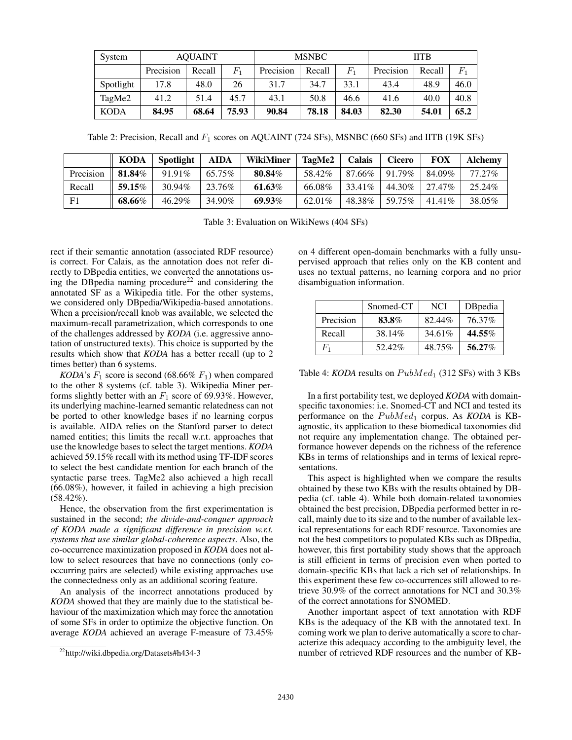| System | AQUAINT | | | MSNBC | | | IITB | | |
| --- | --- | --- | --- | --- | --- | --- | --- | --- | --- |
| | Precision | Recall | $F_1$ | Precision | Recall | $F_1$ | Precision | Recall | $F_1$ |
| Spotlight | 17.8 | 48.0 | 26 | 31.7 | 34.7 | 33.1 | 43.4 | 48.9 | 46.0 |
| TagMe2 | 41.2 | 51.4 | 45.7 | 43.1 | 50.8 | 46.6 | 41.6 | 40.0 | 40.8 |
| KODA | **84.95** | **68.64** | **75.93** | **90.84** | **78.18** | **84.03** | **82.30** | **54.01** | **65.2** |

Table 2: Precision, Recall and $F_1$ scores on AQUAINT (724 SFs), MSNBC (660 SFs) and IITB (19K SFs)

| | **KODA** | **Spotlight** | **AIDA** | **WikiMiner** | **TagMe2** | **Calais** | **Cicero** | **FOX** | **Alchemy** |
| --- | --- | --- | --- | --- | --- | --- | --- | --- | --- |
| Precision | **81.84**% | 91.91% | 65.75% | **80.84**% | 58.42% | 87.66% | 91.79% | 84.09% | 77.27% |
| Recall | **59.15**% | 30.94% | 23.76% | **61.63**% | 66.08% | 33.41% | 44.30% | 27.47% | 25.24% |
| F1 | **68.66**% | 46.29% | 34.90% | **69.93**% | 62.01% | 48.38% | 59.75% | 41.41% | 38.05% |

Table 3: Evaluation on WikiNews (404 SFs)

rect if their semantic annotation (associated RDF resource) is correct. For Calais, as the annotation does not refer directly to DBpedia entities, we converted the annotations using the DBpedia naming procedure[22] and considering the annotated SF as a Wikipedia title. For the other systems, we considered only DBpedia/Wikipedia-based annotations. When a precision/recall knob was available, we selected the maximum-recall parametrization, which corresponds to one of the challenges addressed by *KODA* (i.e. aggressive annotation of unstructured texts). This choice is supported by the results which show that *KODA* has a better recall (up to 2 times better) than 6 systems.

*KODA*'s $F_1$ score is second (68.66% $F_1$) when compared to the other 8 systems (cf. table 3). Wikipedia Miner performs slightly better with an $F_1$ score of 69.93%. However, its underlying machine-learned semantic relatedness can not be ported to other knowledge bases if no learning corpus is available. AIDA relies on the Stanford parser to detect named entities; this limits the recall w.r.t. approaches that use the knowledge bases to select the target mentions. *KODA* achieved 59.15% recall with its method using TF-IDF scores to select the best candidate mention for each branch of the syntactic parse trees. TagMe2 also achieved a high recall (66.08%), however, it failed in achieving a high precision (58.42%).

Hence, the observation from the first experimentation is sustained in the second; *the divide-and-conquer approach of KODA made a significant difference in precision w.r.t. systems that use similar global-coherence aspects*. Also, the co-occurrence maximization proposed in *KODA* does not allow to select resources that have no connections (only co-occurring pairs are selected) while existing approaches use the connectedness only as an additional scoring feature.

An analysis of the incorrect annotations produced by *KODA* showed that they are mainly due to the statistical behaviour of the maximization which may force the annotation of some SFs in order to optimize the objective function. On average *KODA* achieved an average F-measure of 73.45% on 4 different open-domain benchmarks with a fully unsupervised approach that relies only on the KB content and uses no textual patterns, no learning corpora and no prior disambiguation information.

| | Snomed-CT | NCI | DBpedia |
| --- | --- | --- | --- |
| Precision | **83.8**% | 82.44% | 76.37% |
| Recall | 38.14% | 34.61% | **44.55**% |
| $F_1$ | 52.42% | 48.75% | **56.27**% |

Table 4: *KODA* results on $PubMed_1$ (312 SFs) with 3 KBs

In a first portability test, we deployed *KODA* with domain-specific taxonomies: i.e. Snomed-CT and NCI and tested its performance on the $PubMed_1$ corpus. As *KODA* is KB-agnostic, its application to these biomedical taxonomies did not require any implementation change. The obtained performance however depends on the richness of the reference KBs in terms of relationships and in terms of lexical representations.

This aspect is highlighted when we compare the results obtained by these two KBs with the results obtained by DBpedia (cf. table 4). While both domain-related taxonomies obtained the best precision, DBpedia performed better in recall, mainly due to its size and to the number of available lexical representations for each RDF resource. Taxonomies are not the best competitors to populated KBs such as DBpedia, however, this first portability study shows that the approach is still efficient in terms of precision even when ported to domain-specific KBs that lack a rich set of relationships. In this experiment these few co-occurrences still allowed to retrieve 30.9% of the correct annotations for NCI and 30.3% of the correct annotations for SNOMED.

Another important aspect of text annotation with RDF KBs is the adequacy of the KB with the annotated text. In coming work we plan to derive automatically a score to characterize this adequacy according to the ambiguity level, the number of retrieved RDF resources and the number of KB-

[22] http://wiki.dbpedia.org/Datasets#h434-3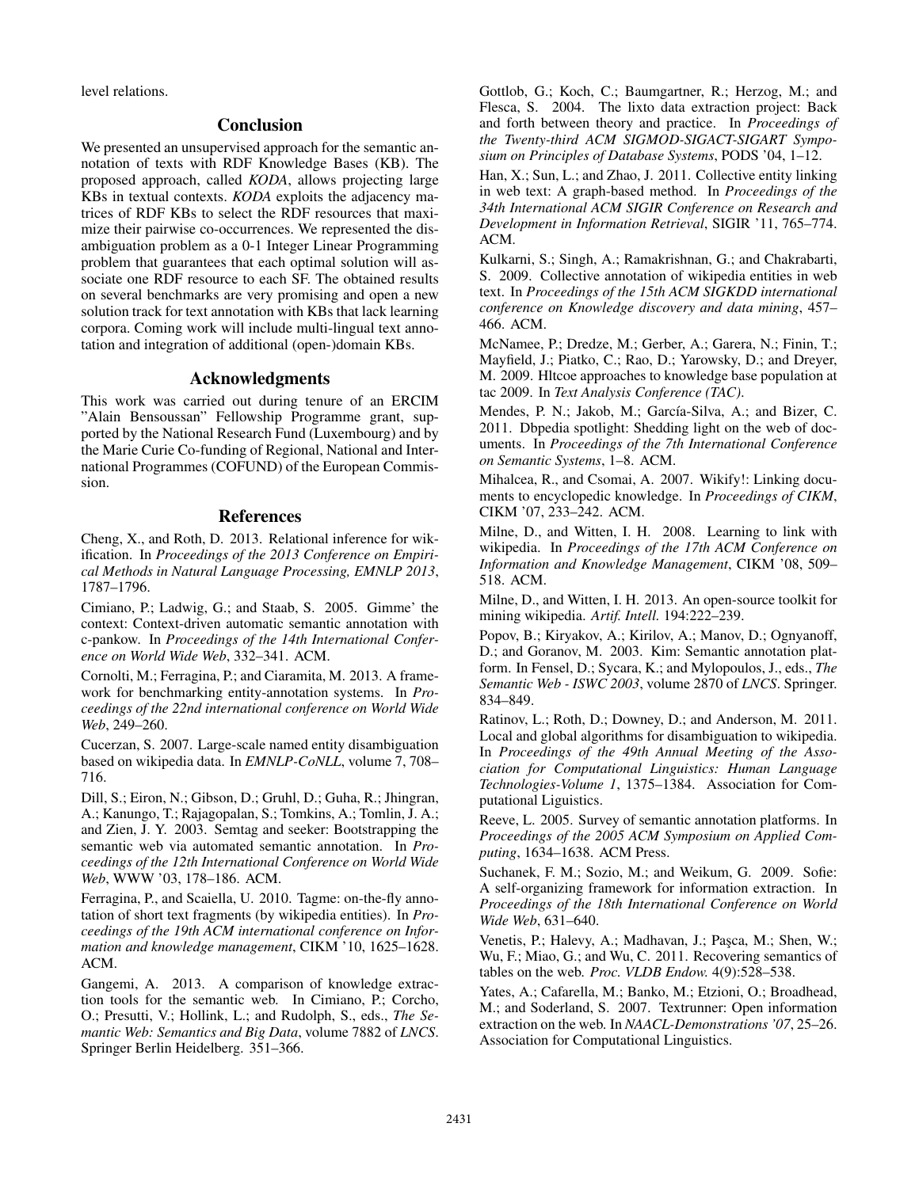level relations.

## Conclusion

We presented an unsupervised approach for the semantic annotation of texts with RDF Knowledge Bases (KB). The proposed approach, called *KODA*, allows projecting large KBs in textual contexts. *KODA* exploits the adjacency matrices of RDF KBs to select the RDF resources that maximize their pairwise co-occurrences. We represented the disambiguation problem as a 0-1 Integer Linear Programming problem that guarantees that each optimal solution will associate one RDF resource to each SF. The obtained results on several benchmarks are very promising and open a new solution track for text annotation with KBs that lack learning corpora. Coming work will include multi-lingual text annotation and integration of additional (open-)domain KBs.

## Acknowledgments

This work was carried out during tenure of an ERCIM "Alain Bensoussan" Fellowship Programme grant, supported by the National Research Fund (Luxembourg) and by the Marie Curie Co-funding of Regional, National and International Programmes (COFUND) of the European Commission.

## References

Cheng, X., and Roth, D. 2013. Relational inference for wikification. In *Proceedings of the 2013 Conference on Empirical Methods in Natural Language Processing, EMNLP 2013*, 1787–1796.

Cimiano, P.; Ladwig, G.; and Staab, S. 2005. Gimme' the context: Context-driven automatic semantic annotation with c-pankow. In *Proceedings of the 14th International Conference on World Wide Web*, 332–341. ACM.

Cornolti, M.; Ferragina, P.; and Ciaramita, M. 2013. A framework for benchmarking entity-annotation systems. In *Proceedings of the 22nd international conference on World Wide Web*, 249–260.

Cucerzan, S. 2007. Large-scale named entity disambiguation based on wikipedia data. In *EMNLP-CoNLL*, volume 7, 708–716.

Dill, S.; Eiron, N.; Gibson, D.; Gruhl, D.; Guha, R.; Jhingran, A.; Kanungo, T.; Rajagopalan, S.; Tomkins, A.; Tomlin, J. A.; and Zien, J. Y. 2003. Semtag and seeker: Bootstrapping the semantic web via automated semantic annotation. In *Proceedings of the 12th International Conference on World Wide Web*, WWW '03, 178–186. ACM.

Ferragina, P., and Scaiella, U. 2010. Tagme: on-the-fly annotation of short text fragments (by wikipedia entities). In *Proceedings of the 19th ACM international conference on Information and knowledge management*, CIKM '10, 1625–1628. ACM.

Gangemi, A. 2013. A comparison of knowledge extraction tools for the semantic web. In Cimiano, P.; Corcho, O.; Presutti, V.; Hollink, L.; and Rudolph, S., eds., *The Semantic Web: Semantics and Big Data*, volume 7882 of *LNCS*. Springer Berlin Heidelberg. 351–366.

Gottlob, G.; Koch, C.; Baumgartner, R.; Herzog, M.; and Flesca, S. 2004. The lixto data extraction project: Back and forth between theory and practice. In *Proceedings of the Twenty-third ACM SIGMOD-SIGACT-SIGART Symposium on Principles of Database Systems*, PODS '04, 1–12.

Han, X.; Sun, L.; and Zhao, J. 2011. Collective entity linking in web text: A graph-based method. In *Proceedings of the 34th International ACM SIGIR Conference on Research and Development in Information Retrieval*, SIGIR '11, 765–774. ACM.

Kulkarni, S.; Singh, A.; Ramakrishnan, G.; and Chakrabarti, S. 2009. Collective annotation of wikipedia entities in web text. In *Proceedings of the 15th ACM SIGKDD international conference on Knowledge discovery and data mining*, 457–466. ACM.

McNamee, P.; Dredze, M.; Gerber, A.; Garera, N.; Finin, T.; Mayfield, J.; Piatko, C.; Rao, D.; Yarowsky, D.; and Dreyer, M. 2009. Hltcoe approaches to knowledge base population at tac 2009. In *Text Analysis Conference (TAC)*.

Mendes, P. N.; Jakob, M.; García-Silva, A.; and Bizer, C. 2011. Dbpedia spotlight: Shedding light on the web of documents. In *Proceedings of the 7th International Conference on Semantic Systems*, 1–8. ACM.

Mihalcea, R., and Csomai, A. 2007. Wikify!: Linking documents to encyclopedic knowledge. In *Proceedings of CIKM*, CIKM '07, 233–242. ACM.

Milne, D., and Witten, I. H. 2008. Learning to link with wikipedia. In *Proceedings of the 17th ACM Conference on Information and Knowledge Management*, CIKM '08, 509–518. ACM.

Milne, D., and Witten, I. H. 2013. An open-source toolkit for mining wikipedia. *Artif. Intell.* 194:222–239.

Popov, B.; Kiryakov, A.; Kirilov, A.; Manov, D.; Ognyanoff, D.; and Goranov, M. 2003. Kim: Semantic annotation platform. In Fensel, D.; Sycara, K.; and Mylopoulos, J., eds., *The Semantic Web - ISWC 2003*, volume 2870 of *LNCS*. Springer. 834–849.

Ratinov, L.; Roth, D.; Downey, D.; and Anderson, M. 2011. Local and global algorithms for disambiguation to wikipedia. In *Proceedings of the 49th Annual Meeting of the Association for Computational Linguistics: Human Language Technologies-Volume 1*, 1375–1384. Association for Computational Liguistics.

Reeve, L. 2005. Survey of semantic annotation platforms. In *Proceedings of the 2005 ACM Symposium on Applied Computing*, 1634–1638. ACM Press.

Suchanek, F. M.; Sozio, M.; and Weikum, G. 2009. Sofie: A self-organizing framework for information extraction. In *Proceedings of the 18th International Conference on World Wide Web*, 631–640.

Venetis, P.; Halevy, A.; Madhavan, J.; Paşca, M.; Shen, W.; Wu, F.; Miao, G.; and Wu, C. 2011. Recovering semantics of tables on the web. *Proc. VLDB Endow.* 4(9):528–538.

Yates, A.; Cafarella, M.; Banko, M.; Etzioni, O.; Broadhead, M.; and Soderland, S. 2007. Textrunner: Open information extraction on the web. In *NAACL-Demonstrations '07*, 25–26. Association for Computational Linguistics.